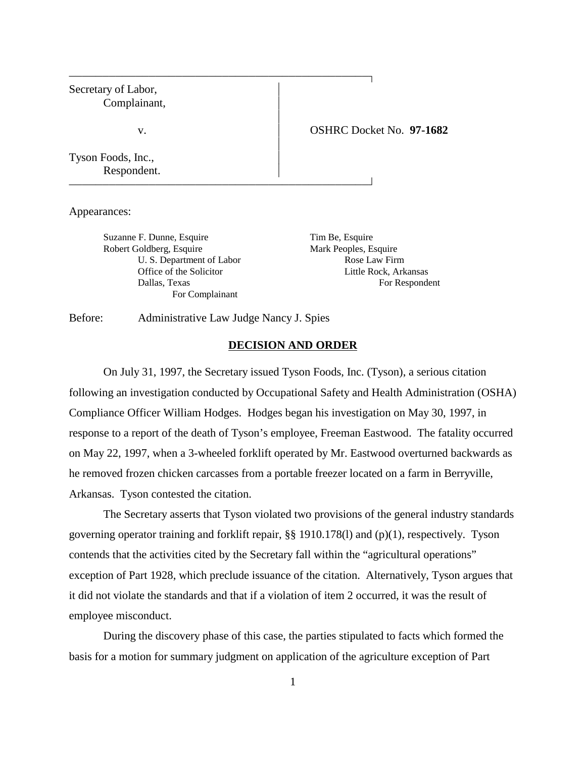| | |
|---|---|
| Secretary of Labor,<br>Complainant,<br><br>v.<br><br>Tyson Foods, Inc.,<br>Respondent. | OSHRC Docket No. **97-1682** |

Appearances:

Suzanne F. Dunne, Esquire
Robert Goldberg, Esquire
U. S. Department of Labor
Office of the Solicitor
Dallas, Texas
For Complainant

Tim Be, Esquire
Mark Peoples, Esquire
Rose Law Firm
Little Rock, Arkansas
For Respondent

Before: Administrative Law Judge Nancy J. Spies

**DECISION AND ORDER**

On July 31, 1997, the Secretary issued Tyson Foods, Inc. (Tyson), a serious citation following an investigation conducted by Occupational Safety and Health Administration (OSHA) Compliance Officer William Hodges. Hodges began his investigation on May 30, 1997, in response to a report of the death of Tyson's employee, Freeman Eastwood. The fatality occurred on May 22, 1997, when a 3-wheeled forklift operated by Mr. Eastwood overturned backwards as he removed frozen chicken carcasses from a portable freezer located on a farm in Berryville, Arkansas. Tyson contested the citation.

The Secretary asserts that Tyson violated two provisions of the general industry standards governing operator training and forklift repair, §§ 1910.178(l) and (p)(1), respectively. Tyson contends that the activities cited by the Secretary fall within the "agricultural operations" exception of Part 1928, which preclude issuance of the citation. Alternatively, Tyson argues that it did not violate the standards and that if a violation of item 2 occurred, it was the result of employee misconduct.

During the discovery phase of this case, the parties stipulated to facts which formed the basis for a motion for summary judgment on application of the agriculture exception of Part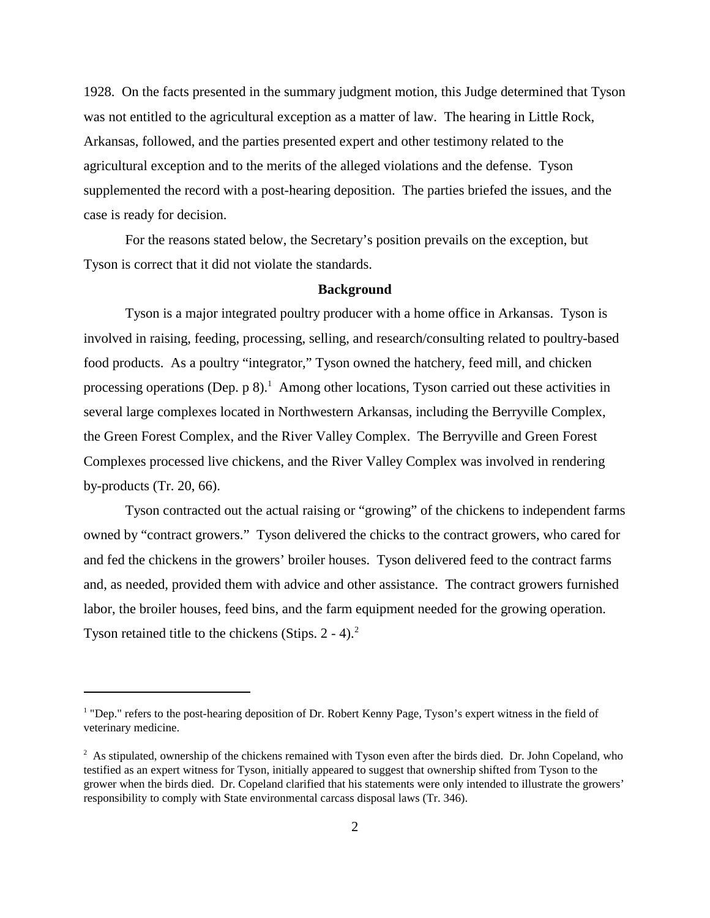1928. On the facts presented in the summary judgment motion, this Judge determined that Tyson was not entitled to the agricultural exception as a matter of law. The hearing in Little Rock, Arkansas, followed, and the parties presented expert and other testimony related to the agricultural exception and to the merits of the alleged violations and the defense. Tyson supplemented the record with a post-hearing deposition. The parties briefed the issues, and the case is ready for decision.

For the reasons stated below, the Secretary's position prevails on the exception, but Tyson is correct that it did not violate the standards.

## Background

Tyson is a major integrated poultry producer with a home office in Arkansas. Tyson is involved in raising, feeding, processing, selling, and research/consulting related to poultry-based food products. As a poultry "integrator," Tyson owned the hatchery, feed mill, and chicken processing operations (Dep. p 8).[1] Among other locations, Tyson carried out these activities in several large complexes located in Northwestern Arkansas, including the Berryville Complex, the Green Forest Complex, and the River Valley Complex. The Berryville and Green Forest Complexes processed live chickens, and the River Valley Complex was involved in rendering by-products (Tr. 20, 66).

Tyson contracted out the actual raising or "growing" of the chickens to independent farms owned by "contract growers." Tyson delivered the chicks to the contract growers, who cared for and fed the chickens in the growers' broiler houses. Tyson delivered feed to the contract farms and, as needed, provided them with advice and other assistance. The contract growers furnished labor, the broiler houses, feed bins, and the farm equipment needed for the growing operation. Tyson retained title to the chickens (Stips. 2 - 4).[2]

---

[1] "Dep." refers to the post-hearing deposition of Dr. Robert Kenny Page, Tyson's expert witness in the field of veterinary medicine.

[2] As stipulated, ownership of the chickens remained with Tyson even after the birds died. Dr. John Copeland, who testified as an expert witness for Tyson, initially appeared to suggest that ownership shifted from Tyson to the grower when the birds died. Dr. Copeland clarified that his statements were only intended to illustrate the growers' responsibility to comply with State environmental carcass disposal laws (Tr. 346).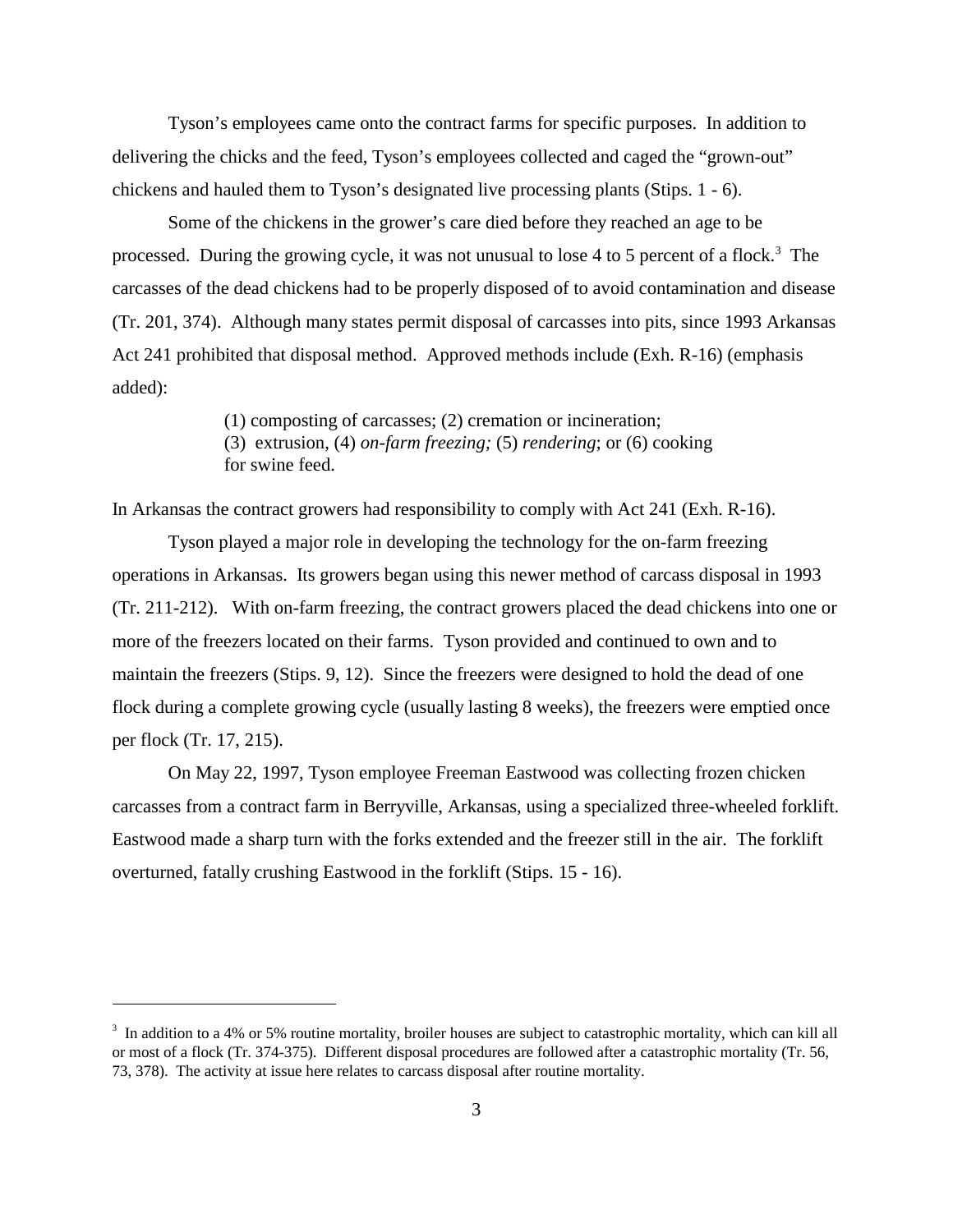Tyson's employees came onto the contract farms for specific purposes. In addition to delivering the chicks and the feed, Tyson's employees collected and caged the "grown-out" chickens and hauled them to Tyson's designated live processing plants (Stips. 1 - 6).

Some of the chickens in the grower's care died before they reached an age to be processed. During the growing cycle, it was not unusual to lose 4 to 5 percent of a flock.[3] The carcasses of the dead chickens had to be properly disposed of to avoid contamination and disease (Tr. 201, 374). Although many states permit disposal of carcasses into pits, since 1993 Arkansas Act 241 prohibited that disposal method. Approved methods include (Exh. R-16) (emphasis added):

> (1) composting of carcasses; (2) cremation or incineration; (3) extrusion, (4) *on-farm freezing;* (5) *rendering*; or (6) cooking for swine feed.

In Arkansas the contract growers had responsibility to comply with Act 241 (Exh. R-16).

Tyson played a major role in developing the technology for the on-farm freezing operations in Arkansas. Its growers began using this newer method of carcass disposal in 1993 (Tr. 211-212). With on-farm freezing, the contract growers placed the dead chickens into one or more of the freezers located on their farms. Tyson provided and continued to own and to maintain the freezers (Stips. 9, 12). Since the freezers were designed to hold the dead of one flock during a complete growing cycle (usually lasting 8 weeks), the freezers were emptied once per flock (Tr. 17, 215).

On May 22, 1997, Tyson employee Freeman Eastwood was collecting frozen chicken carcasses from a contract farm in Berryville, Arkansas, using a specialized three-wheeled forklift. Eastwood made a sharp turn with the forks extended and the freezer still in the air. The forklift overturned, fatally crushing Eastwood in the forklift (Stips. 15 - 16).

---

[3] In addition to a 4% or 5% routine mortality, broiler houses are subject to catastrophic mortality, which can kill all or most of a flock (Tr. 374-375). Different disposal procedures are followed after a catastrophic mortality (Tr. 56, 73, 378). The activity at issue here relates to carcass disposal after routine mortality.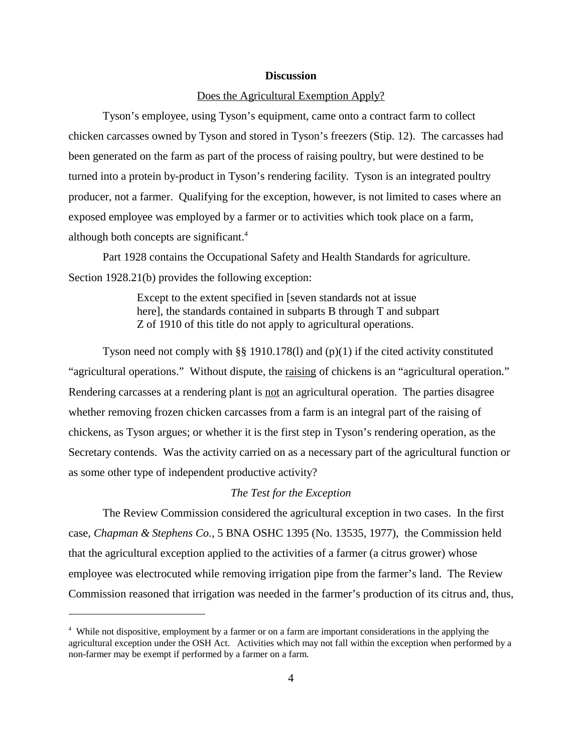**Discussion**

Does the Agricultural Exemption Apply?

Tyson's employee, using Tyson's equipment, came onto a contract farm to collect chicken carcasses owned by Tyson and stored in Tyson's freezers (Stip. 12). The carcasses had been generated on the farm as part of the process of raising poultry, but were destined to be turned into a protein by-product in Tyson's rendering facility. Tyson is an integrated poultry producer, not a farmer. Qualifying for the exception, however, is not limited to cases where an exposed employee was employed by a farmer or to activities which took place on a farm, although both concepts are significant.[4]

Part 1928 contains the Occupational Safety and Health Standards for agriculture. Section 1928.21(b) provides the following exception:

> Except to the extent specified in [seven standards not at issue here], the standards contained in subparts B through T and subpart Z of 1910 of this title do not apply to agricultural operations.

Tyson need not comply with §§ 1910.178(l) and (p)(1) if the cited activity constituted "agricultural operations." Without dispute, the raising of chickens is an "agricultural operation." Rendering carcasses at a rendering plant is not an agricultural operation. The parties disagree whether removing frozen chicken carcasses from a farm is an integral part of the raising of chickens, as Tyson argues; or whether it is the first step in Tyson's rendering operation, as the Secretary contends. Was the activity carried on as a necessary part of the agricultural function or as some other type of independent productive activity?

*The Test for the Exception*

The Review Commission considered the agricultural exception in two cases. In the first case, *Chapman & Stephens Co.*, 5 BNA OSHC 1395 (No. 13535, 1977), the Commission held that the agricultural exception applied to the activities of a farmer (a citrus grower) whose employee was electrocuted while removing irrigation pipe from the farmer's land. The Review Commission reasoned that irrigation was needed in the farmer's production of its citrus and, thus,

---

[4] While not dispositive, employment by a farmer or on a farm are important considerations in the applying the agricultural exception under the OSH Act. Activities which may not fall within the exception when performed by a non-farmer may be exempt if performed by a farmer on a farm.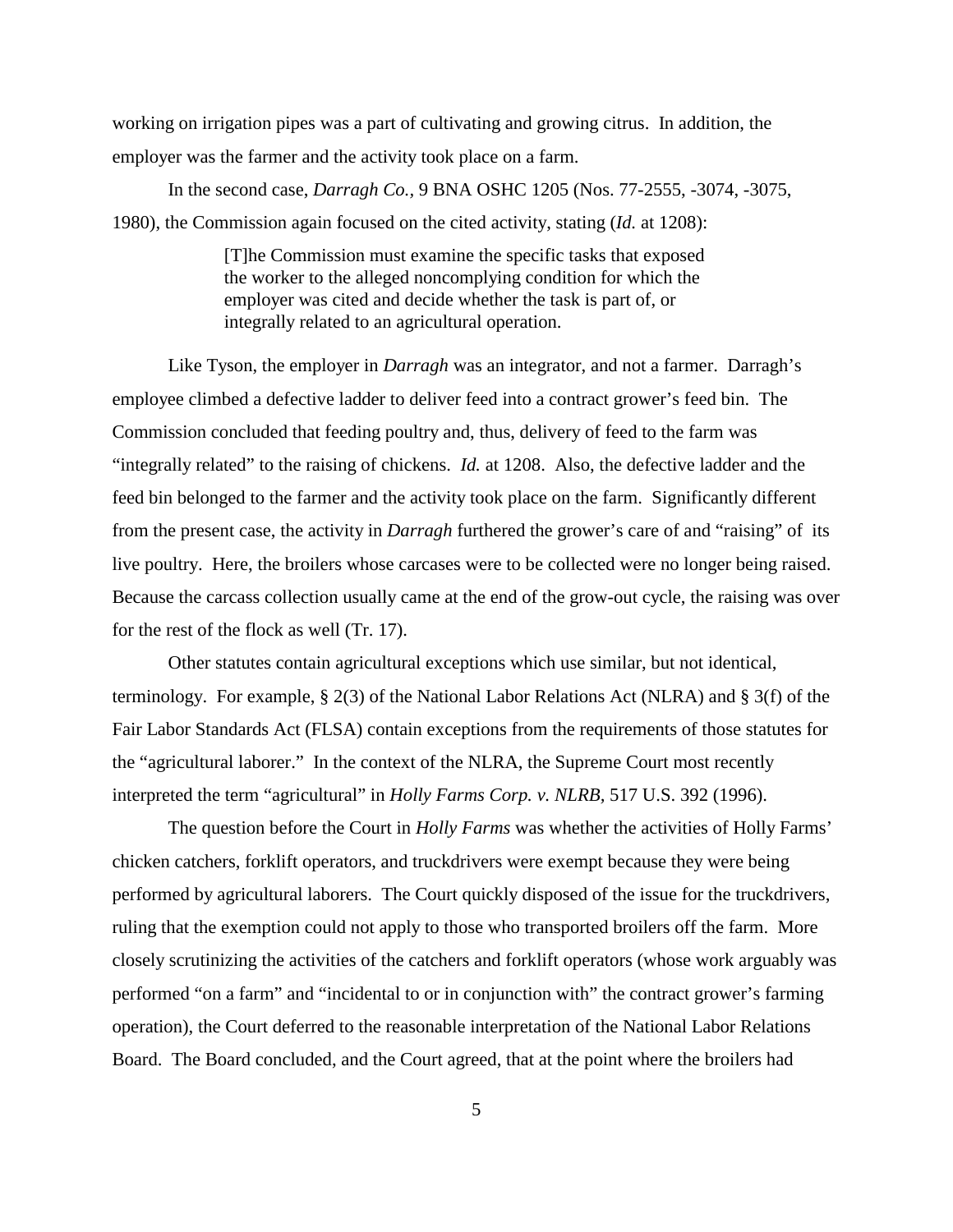working on irrigation pipes was a part of cultivating and growing citrus. In addition, the employer was the farmer and the activity took place on a farm.

In the second case, *Darragh Co.*, 9 BNA OSHC 1205 (Nos. 77-2555, -3074, -3075, 1980), the Commission again focused on the cited activity, stating (*Id.* at 1208):

> [T]he Commission must examine the specific tasks that exposed the worker to the alleged noncomplying condition for which the employer was cited and decide whether the task is part of, or integrally related to an agricultural operation.

Like Tyson, the employer in *Darragh* was an integrator, and not a farmer. Darragh's employee climbed a defective ladder to deliver feed into a contract grower's feed bin. The Commission concluded that feeding poultry and, thus, delivery of feed to the farm was "integrally related" to the raising of chickens. *Id.* at 1208. Also, the defective ladder and the feed bin belonged to the farmer and the activity took place on the farm. Significantly different from the present case, the activity in *Darragh* furthered the grower's care of and "raising" of its live poultry. Here, the broilers whose carcases were to be collected were no longer being raised. Because the carcass collection usually came at the end of the grow-out cycle, the raising was over for the rest of the flock as well (Tr. 17).

Other statutes contain agricultural exceptions which use similar, but not identical, terminology. For example, § 2(3) of the National Labor Relations Act (NLRA) and § 3(f) of the Fair Labor Standards Act (FLSA) contain exceptions from the requirements of those statutes for the "agricultural laborer." In the context of the NLRA, the Supreme Court most recently interpreted the term "agricultural" in *Holly Farms Corp. v. NLRB*, 517 U.S. 392 (1996).

The question before the Court in *Holly Farms* was whether the activities of Holly Farms' chicken catchers, forklift operators, and truckdrivers were exempt because they were being performed by agricultural laborers. The Court quickly disposed of the issue for the truckdrivers, ruling that the exemption could not apply to those who transported broilers off the farm. More closely scrutinizing the activities of the catchers and forklift operators (whose work arguably was performed "on a farm" and "incidental to or in conjunction with" the contract grower's farming operation), the Court deferred to the reasonable interpretation of the National Labor Relations Board. The Board concluded, and the Court agreed, that at the point where the broilers had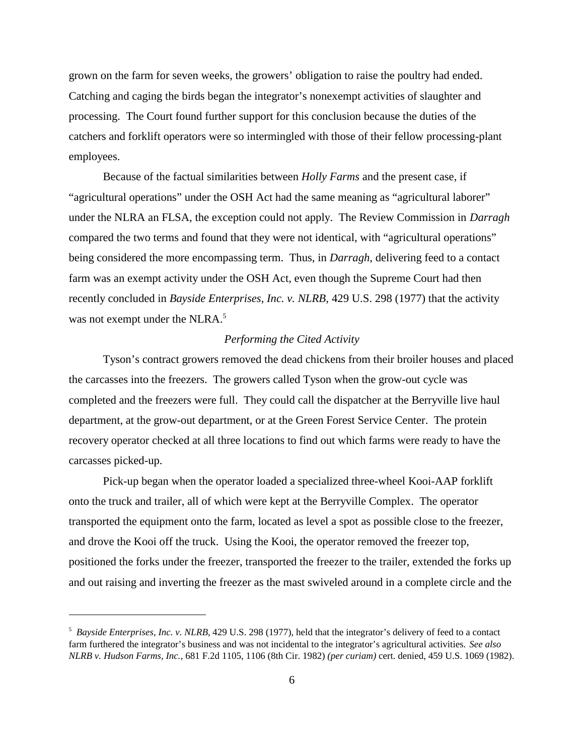grown on the farm for seven weeks, the growers' obligation to raise the poultry had ended. Catching and caging the birds began the integrator's nonexempt activities of slaughter and processing. The Court found further support for this conclusion because the duties of the catchers and forklift operators were so intermingled with those of their fellow processing-plant employees.

Because of the factual similarities between *Holly Farms* and the present case, if "agricultural operations" under the OSH Act had the same meaning as "agricultural laborer" under the NLRA an FLSA, the exception could not apply. The Review Commission in *Darragh* compared the two terms and found that they were not identical, with "agricultural operations" being considered the more encompassing term. Thus, in *Darragh*, delivering feed to a contact farm was an exempt activity under the OSH Act, even though the Supreme Court had then recently concluded in *Bayside Enterprises, Inc. v. NLRB*, 429 U.S. 298 (1977) that the activity was not exempt under the NLRA.[5]

*Performing the Cited Activity*

Tyson's contract growers removed the dead chickens from their broiler houses and placed the carcasses into the freezers. The growers called Tyson when the grow-out cycle was completed and the freezers were full. They could call the dispatcher at the Berryville live haul department, at the grow-out department, or at the Green Forest Service Center. The protein recovery operator checked at all three locations to find out which farms were ready to have the carcasses picked-up.

Pick-up began when the operator loaded a specialized three-wheel Kooi-AAP forklift onto the truck and trailer, all of which were kept at the Berryville Complex. The operator transported the equipment onto the farm, located as level a spot as possible close to the freezer, and drove the Kooi off the truck. Using the Kooi, the operator removed the freezer top, positioned the forks under the freezer, transported the freezer to the trailer, extended the forks up and out raising and inverting the freezer as the mast swiveled around in a complete circle and the

---

[5] *Bayside Enterprises, Inc. v. NLRB,* 429 U.S. 298 (1977), held that the integrator's delivery of feed to a contact farm furthered the integrator's business and was not incidental to the integrator's agricultural activities. *See also NLRB v. Hudson Farms, Inc.*, 681 F.2d 1105, 1106 (8th Cir. 1982) *(per curiam)* cert. denied, 459 U.S. 1069 (1982).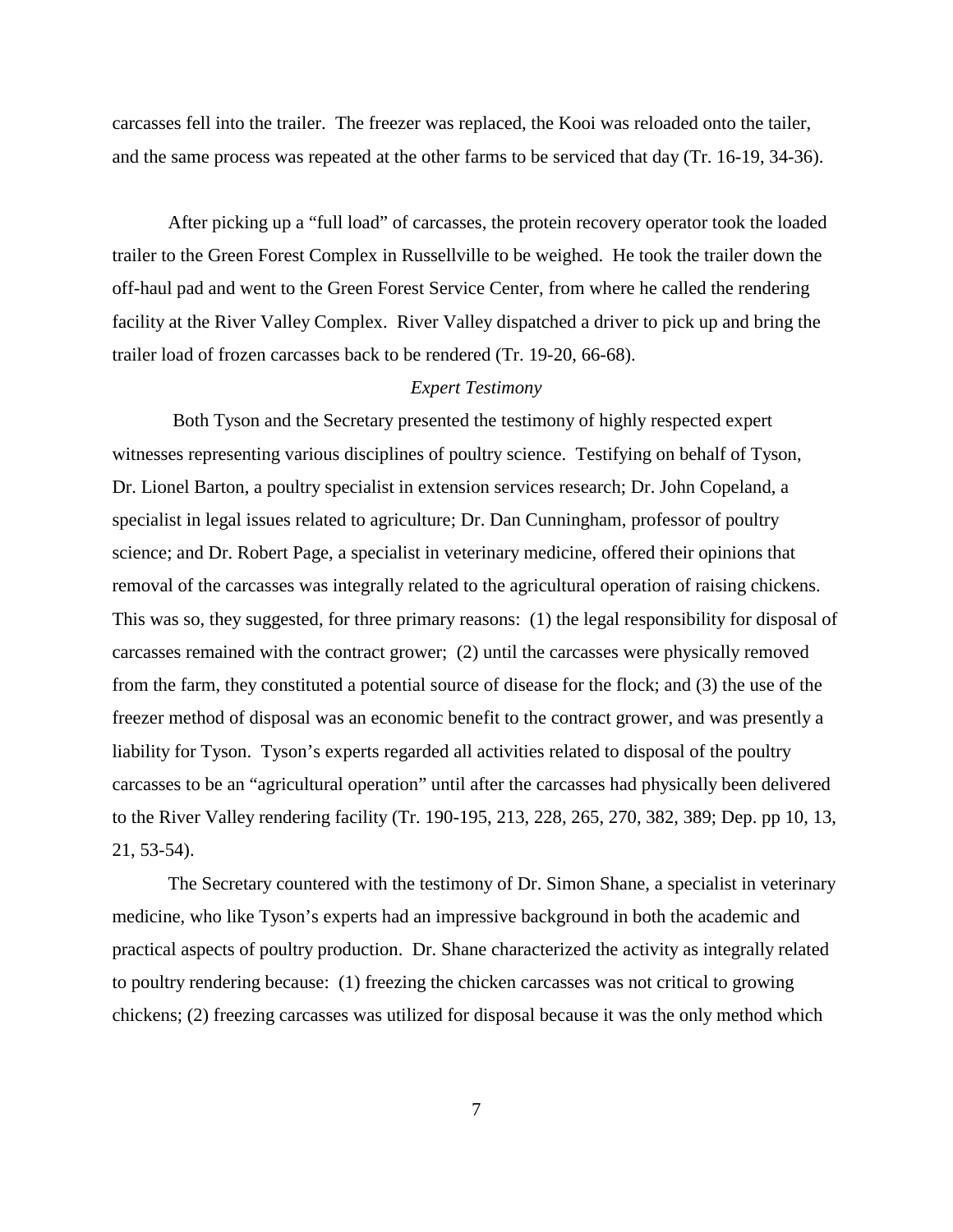carcasses fell into the trailer. The freezer was replaced, the Kooi was reloaded onto the tailer, and the same process was repeated at the other farms to be serviced that day (Tr. 16-19, 34-36).

After picking up a "full load" of carcasses, the protein recovery operator took the loaded trailer to the Green Forest Complex in Russellville to be weighed. He took the trailer down the off-haul pad and went to the Green Forest Service Center, from where he called the rendering facility at the River Valley Complex. River Valley dispatched a driver to pick up and bring the trailer load of frozen carcasses back to be rendered (Tr. 19-20, 66-68).

*Expert Testimony*

Both Tyson and the Secretary presented the testimony of highly respected expert witnesses representing various disciplines of poultry science. Testifying on behalf of Tyson, Dr. Lionel Barton, a poultry specialist in extension services research; Dr. John Copeland, a specialist in legal issues related to agriculture; Dr. Dan Cunningham, professor of poultry science; and Dr. Robert Page, a specialist in veterinary medicine, offered their opinions that removal of the carcasses was integrally related to the agricultural operation of raising chickens. This was so, they suggested, for three primary reasons: (1) the legal responsibility for disposal of carcasses remained with the contract grower; (2) until the carcasses were physically removed from the farm, they constituted a potential source of disease for the flock; and (3) the use of the freezer method of disposal was an economic benefit to the contract grower, and was presently a liability for Tyson. Tyson's experts regarded all activities related to disposal of the poultry carcasses to be an "agricultural operation" until after the carcasses had physically been delivered to the River Valley rendering facility (Tr. 190-195, 213, 228, 265, 270, 382, 389; Dep. pp 10, 13, 21, 53-54).

The Secretary countered with the testimony of Dr. Simon Shane, a specialist in veterinary medicine, who like Tyson's experts had an impressive background in both the academic and practical aspects of poultry production. Dr. Shane characterized the activity as integrally related to poultry rendering because: (1) freezing the chicken carcasses was not critical to growing chickens; (2) freezing carcasses was utilized for disposal because it was the only method which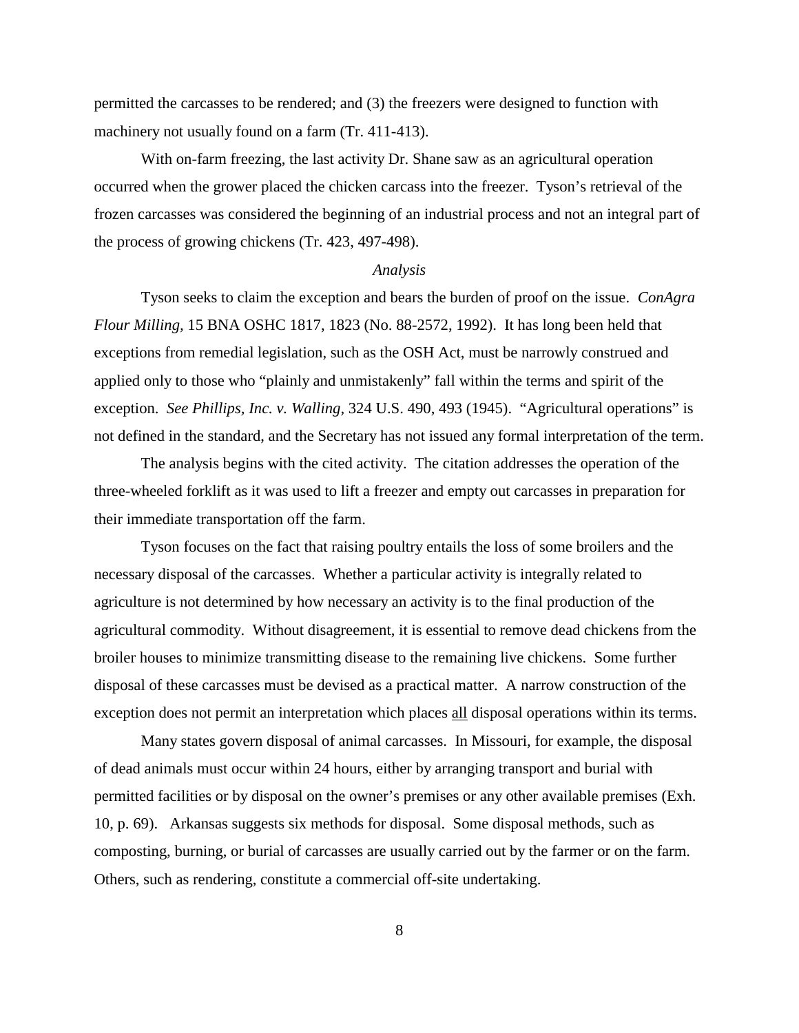permitted the carcasses to be rendered; and (3) the freezers were designed to function with machinery not usually found on a farm (Tr. 411-413).

With on-farm freezing, the last activity Dr. Shane saw as an agricultural operation occurred when the grower placed the chicken carcass into the freezer. Tyson's retrieval of the frozen carcasses was considered the beginning of an industrial process and not an integral part of the process of growing chickens (Tr. 423, 497-498).

*Analysis*

Tyson seeks to claim the exception and bears the burden of proof on the issue. *ConAgra Flour Milling*, 15 BNA OSHC 1817, 1823 (No. 88-2572, 1992). It has long been held that exceptions from remedial legislation, such as the OSH Act, must be narrowly construed and applied only to those who "plainly and unmistakenly" fall within the terms and spirit of the exception. *See Phillips, Inc. v. Walling*, 324 U.S. 490, 493 (1945). "Agricultural operations" is not defined in the standard, and the Secretary has not issued any formal interpretation of the term.

The analysis begins with the cited activity. The citation addresses the operation of the three-wheeled forklift as it was used to lift a freezer and empty out carcasses in preparation for their immediate transportation off the farm.

Tyson focuses on the fact that raising poultry entails the loss of some broilers and the necessary disposal of the carcasses. Whether a particular activity is integrally related to agriculture is not determined by how necessary an activity is to the final production of the agricultural commodity. Without disagreement, it is essential to remove dead chickens from the broiler houses to minimize transmitting disease to the remaining live chickens. Some further disposal of these carcasses must be devised as a practical matter. A narrow construction of the exception does not permit an interpretation which places <u>all</u> disposal operations within its terms.

Many states govern disposal of animal carcasses. In Missouri, for example, the disposal of dead animals must occur within 24 hours, either by arranging transport and burial with permitted facilities or by disposal on the owner's premises or any other available premises (Exh. 10, p. 69). Arkansas suggests six methods for disposal. Some disposal methods, such as composting, burning, or burial of carcasses are usually carried out by the farmer or on the farm. Others, such as rendering, constitute a commercial off-site undertaking.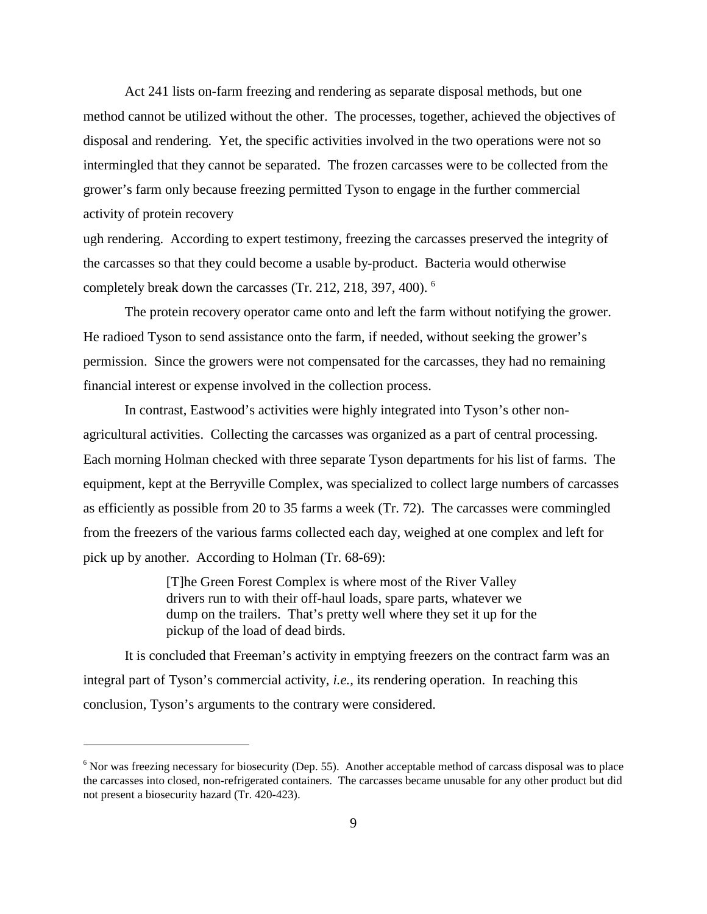Act 241 lists on-farm freezing and rendering as separate disposal methods, but one method cannot be utilized without the other. The processes, together, achieved the objectives of disposal and rendering. Yet, the specific activities involved in the two operations were not so intermingled that they cannot be separated. The frozen carcasses were to be collected from the grower's farm only because freezing permitted Tyson to engage in the further commercial activity of protein recovery

ugh rendering. According to expert testimony, freezing the carcasses preserved the integrity of the carcasses so that they could become a usable by-product. Bacteria would otherwise completely break down the carcasses (Tr. 212, 218, 397, 400). [6]

The protein recovery operator came onto and left the farm without notifying the grower. He radioed Tyson to send assistance onto the farm, if needed, without seeking the grower's permission. Since the growers were not compensated for the carcasses, they had no remaining financial interest or expense involved in the collection process.

In contrast, Eastwood's activities were highly integrated into Tyson's other non-agricultural activities. Collecting the carcasses was organized as a part of central processing. Each morning Holman checked with three separate Tyson departments for his list of farms. The equipment, kept at the Berryville Complex, was specialized to collect large numbers of carcasses as efficiently as possible from 20 to 35 farms a week (Tr. 72). The carcasses were commingled from the freezers of the various farms collected each day, weighed at one complex and left for pick up by another. According to Holman (Tr. 68-69):

> [T]he Green Forest Complex is where most of the River Valley drivers run to with their off-haul loads, spare parts, whatever we dump on the trailers. That's pretty well where they set it up for the pickup of the load of dead birds.

It is concluded that Freeman's activity in emptying freezers on the contract farm was an integral part of Tyson's commercial activity, *i.e.*, its rendering operation. In reaching this conclusion, Tyson's arguments to the contrary were considered.

---

[6] Nor was freezing necessary for biosecurity (Dep. 55). Another acceptable method of carcass disposal was to place the carcasses into closed, non-refrigerated containers. The carcasses became unusable for any other product but did not present a biosecurity hazard (Tr. 420-423).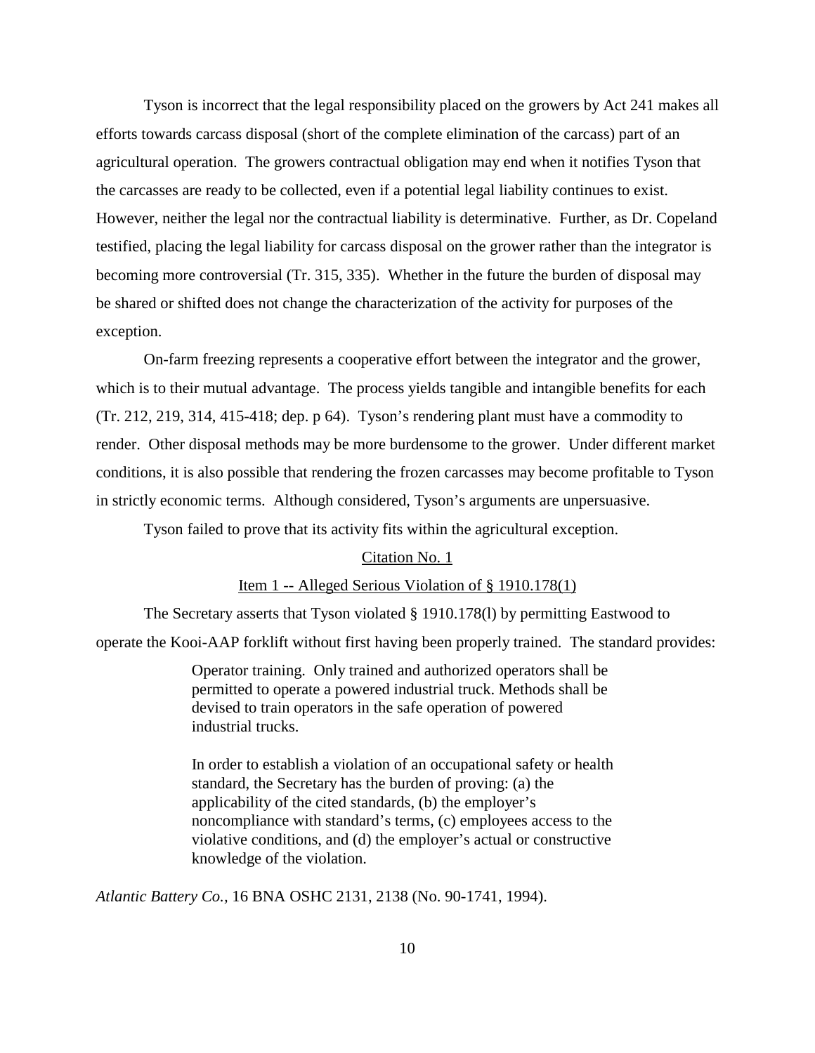Tyson is incorrect that the legal responsibility placed on the growers by Act 241 makes all efforts towards carcass disposal (short of the complete elimination of the carcass) part of an agricultural operation. The growers contractual obligation may end when it notifies Tyson that the carcasses are ready to be collected, even if a potential legal liability continues to exist. However, neither the legal nor the contractual liability is determinative. Further, as Dr. Copeland testified, placing the legal liability for carcass disposal on the grower rather than the integrator is becoming more controversial (Tr. 315, 335). Whether in the future the burden of disposal may be shared or shifted does not change the characterization of the activity for purposes of the exception.

On-farm freezing represents a cooperative effort between the integrator and the grower, which is to their mutual advantage. The process yields tangible and intangible benefits for each (Tr. 212, 219, 314, 415-418; dep. p 64). Tyson's rendering plant must have a commodity to render. Other disposal methods may be more burdensome to the grower. Under different market conditions, it is also possible that rendering the frozen carcasses may become profitable to Tyson in strictly economic terms. Although considered, Tyson's arguments are unpersuasive.

Tyson failed to prove that its activity fits within the agricultural exception.

<u>Citation No. 1</u>

<u>Item 1 -- Alleged Serious Violation of § 1910.178(1)</u>

The Secretary asserts that Tyson violated § 1910.178(l) by permitting Eastwood to operate the Kooi-AAP forklift without first having been properly trained. The standard provides:

> Operator training. Only trained and authorized operators shall be permitted to operate a powered industrial truck. Methods shall be devised to train operators in the safe operation of powered industrial trucks.
>
> In order to establish a violation of an occupational safety or health standard, the Secretary has the burden of proving: (a) the applicability of the cited standards, (b) the employer's noncompliance with standard's terms, (c) employees access to the violative conditions, and (d) the employer's actual or constructive knowledge of the violation.

*Atlantic Battery Co.*, 16 BNA OSHC 2131, 2138 (No. 90-1741, 1994).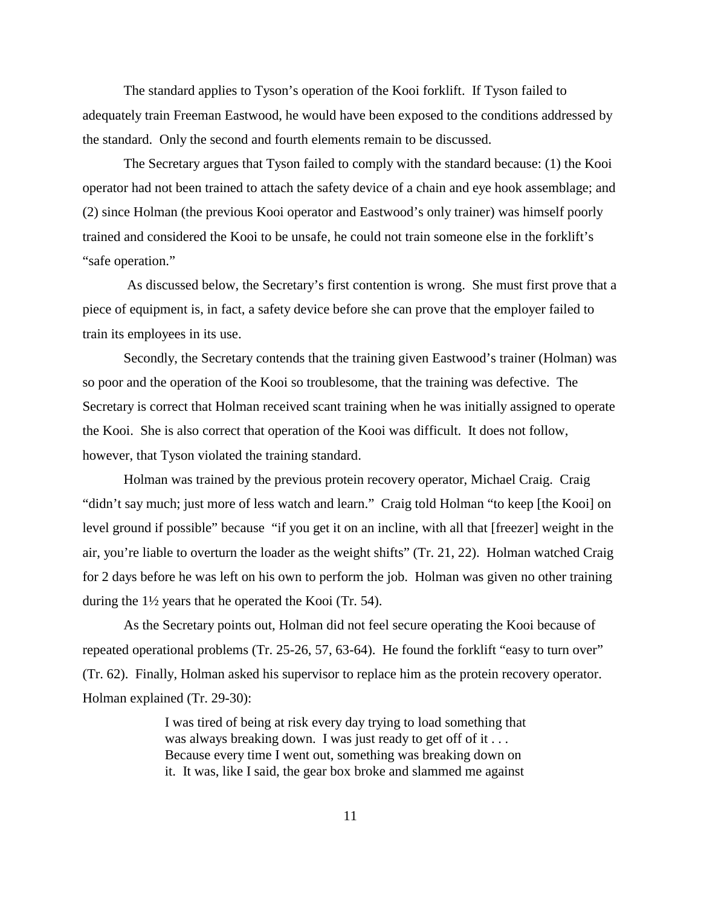The standard applies to Tyson's operation of the Kooi forklift. If Tyson failed to adequately train Freeman Eastwood, he would have been exposed to the conditions addressed by the standard. Only the second and fourth elements remain to be discussed.

The Secretary argues that Tyson failed to comply with the standard because: (1) the Kooi operator had not been trained to attach the safety device of a chain and eye hook assemblage; and (2) since Holman (the previous Kooi operator and Eastwood's only trainer) was himself poorly trained and considered the Kooi to be unsafe, he could not train someone else in the forklift's "safe operation."

As discussed below, the Secretary's first contention is wrong. She must first prove that a piece of equipment is, in fact, a safety device before she can prove that the employer failed to train its employees in its use.

Secondly, the Secretary contends that the training given Eastwood's trainer (Holman) was so poor and the operation of the Kooi so troublesome, that the training was defective. The Secretary is correct that Holman received scant training when he was initially assigned to operate the Kooi. She is also correct that operation of the Kooi was difficult. It does not follow, however, that Tyson violated the training standard.

Holman was trained by the previous protein recovery operator, Michael Craig. Craig "didn't say much; just more of less watch and learn." Craig told Holman "to keep [the Kooi] on level ground if possible" because "if you get it on an incline, with all that [freezer] weight in the air, you're liable to overturn the loader as the weight shifts" (Tr. 21, 22). Holman watched Craig for 2 days before he was left on his own to perform the job. Holman was given no other training during the 1½ years that he operated the Kooi (Tr. 54).

As the Secretary points out, Holman did not feel secure operating the Kooi because of repeated operational problems (Tr. 25-26, 57, 63-64). He found the forklift "easy to turn over" (Tr. 62). Finally, Holman asked his supervisor to replace him as the protein recovery operator. Holman explained (Tr. 29-30):

> I was tired of being at risk every day trying to load something that was always breaking down. I was just ready to get off of it . . . Because every time I went out, something was breaking down on it. It was, like I said, the gear box broke and slammed me against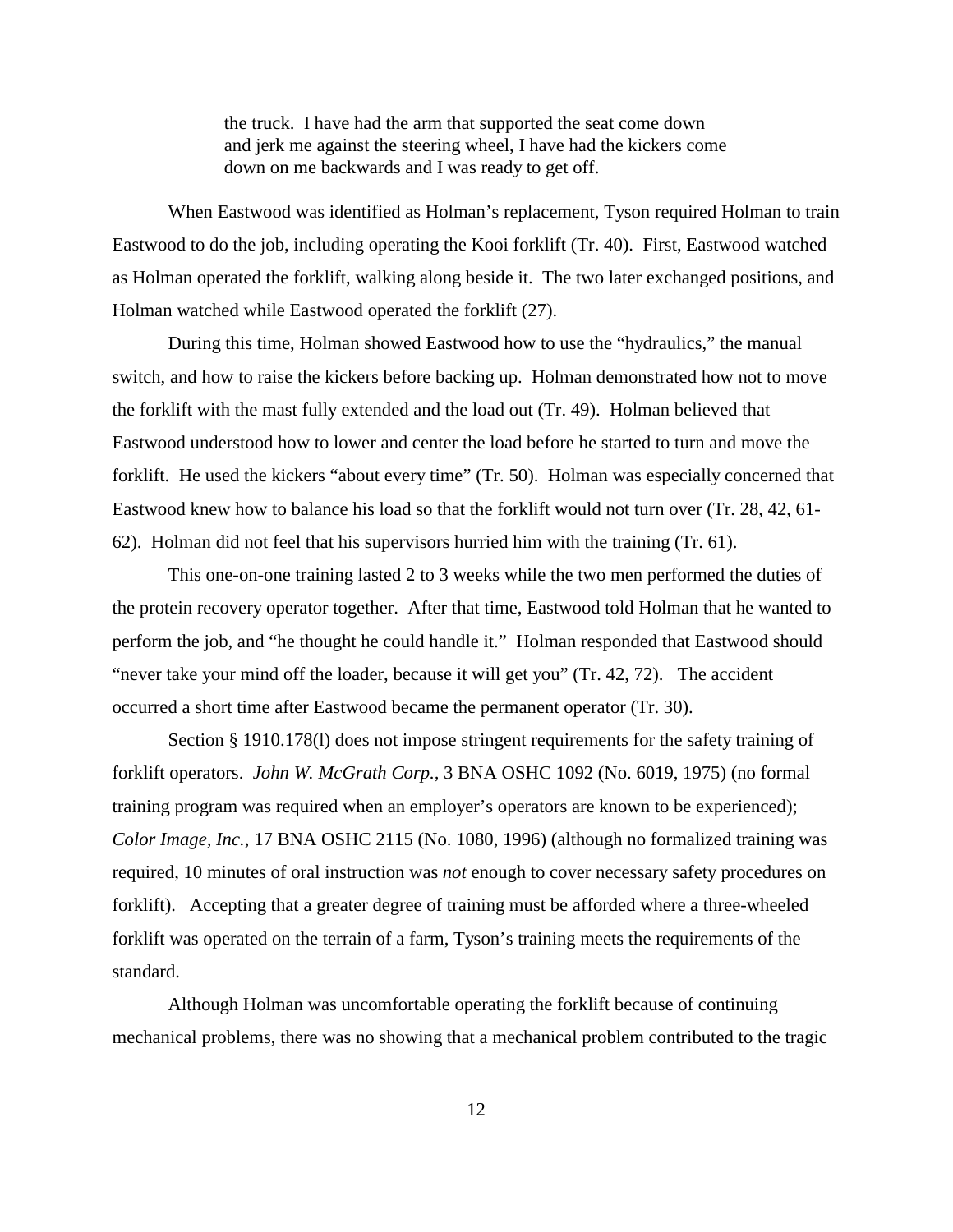> the truck. I have had the arm that supported the seat come down and jerk me against the steering wheel, I have had the kickers come down on me backwards and I was ready to get off.

When Eastwood was identified as Holman's replacement, Tyson required Holman to train Eastwood to do the job, including operating the Kooi forklift (Tr. 40). First, Eastwood watched as Holman operated the forklift, walking along beside it. The two later exchanged positions, and Holman watched while Eastwood operated the forklift (27).

During this time, Holman showed Eastwood how to use the "hydraulics," the manual switch, and how to raise the kickers before backing up. Holman demonstrated how not to move the forklift with the mast fully extended and the load out (Tr. 49). Holman believed that Eastwood understood how to lower and center the load before he started to turn and move the forklift. He used the kickers "about every time" (Tr. 50). Holman was especially concerned that Eastwood knew how to balance his load so that the forklift would not turn over (Tr. 28, 42, 61-62). Holman did not feel that his supervisors hurried him with the training (Tr. 61).

This one-on-one training lasted 2 to 3 weeks while the two men performed the duties of the protein recovery operator together. After that time, Eastwood told Holman that he wanted to perform the job, and "he thought he could handle it." Holman responded that Eastwood should "never take your mind off the loader, because it will get you" (Tr. 42, 72). The accident occurred a short time after Eastwood became the permanent operator (Tr. 30).

Section § 1910.178(l) does not impose stringent requirements for the safety training of forklift operators. *John W. McGrath Corp.*, 3 BNA OSHC 1092 (No. 6019, 1975) (no formal training program was required when an employer's operators are known to be experienced); *Color Image, Inc.*, 17 BNA OSHC 2115 (No. 1080, 1996) (although no formalized training was required, 10 minutes of oral instruction was *not* enough to cover necessary safety procedures on forklift). Accepting that a greater degree of training must be afforded where a three-wheeled forklift was operated on the terrain of a farm, Tyson's training meets the requirements of the standard.

Although Holman was uncomfortable operating the forklift because of continuing mechanical problems, there was no showing that a mechanical problem contributed to the tragic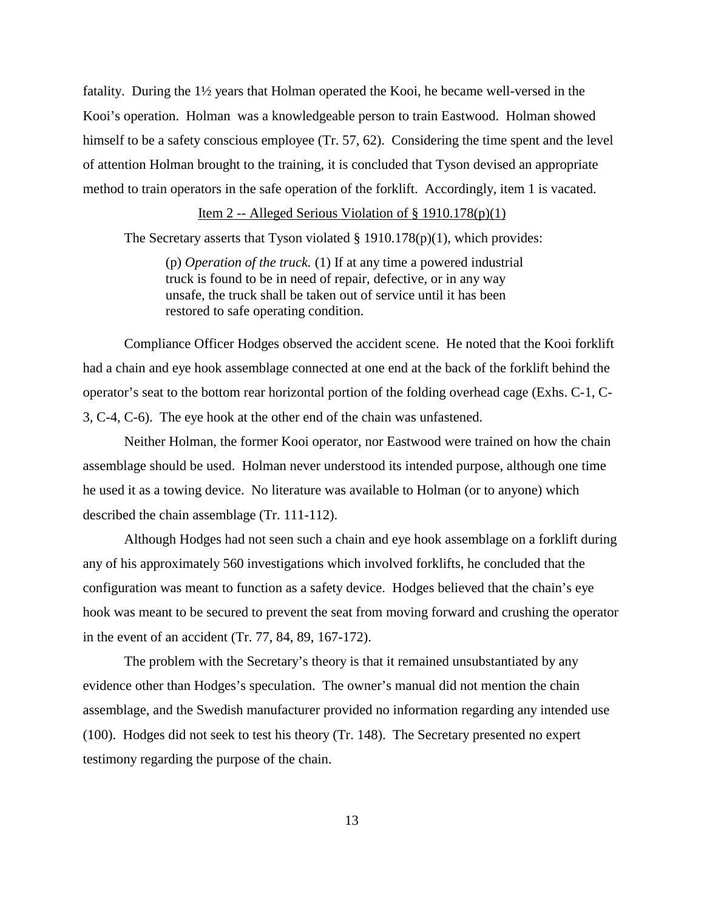fatality. During the 1½ years that Holman operated the Kooi, he became well-versed in the Kooi's operation. Holman was a knowledgeable person to train Eastwood. Holman showed himself to be a safety conscious employee (Tr. 57, 62). Considering the time spent and the level of attention Holman brought to the training, it is concluded that Tyson devised an appropriate method to train operators in the safe operation of the forklift. Accordingly, item 1 is vacated.

<u>Item 2 -- Alleged Serious Violation of § 1910.178(p)(1)</u>

The Secretary asserts that Tyson violated § 1910.178(p)(1), which provides:

> (p) *Operation of the truck.* (1) If at any time a powered industrial truck is found to be in need of repair, defective, or in any way unsafe, the truck shall be taken out of service until it has been restored to safe operating condition.

Compliance Officer Hodges observed the accident scene. He noted that the Kooi forklift had a chain and eye hook assemblage connected at one end at the back of the forklift behind the operator's seat to the bottom rear horizontal portion of the folding overhead cage (Exhs. C-1, C-3, C-4, C-6). The eye hook at the other end of the chain was unfastened.

Neither Holman, the former Kooi operator, nor Eastwood were trained on how the chain assemblage should be used. Holman never understood its intended purpose, although one time he used it as a towing device. No literature was available to Holman (or to anyone) which described the chain assemblage (Tr. 111-112).

Although Hodges had not seen such a chain and eye hook assemblage on a forklift during any of his approximately 560 investigations which involved forklifts, he concluded that the configuration was meant to function as a safety device. Hodges believed that the chain's eye hook was meant to be secured to prevent the seat from moving forward and crushing the operator in the event of an accident (Tr. 77, 84, 89, 167-172).

The problem with the Secretary's theory is that it remained unsubstantiated by any evidence other than Hodges's speculation. The owner's manual did not mention the chain assemblage, and the Swedish manufacturer provided no information regarding any intended use (100). Hodges did not seek to test his theory (Tr. 148). The Secretary presented no expert testimony regarding the purpose of the chain.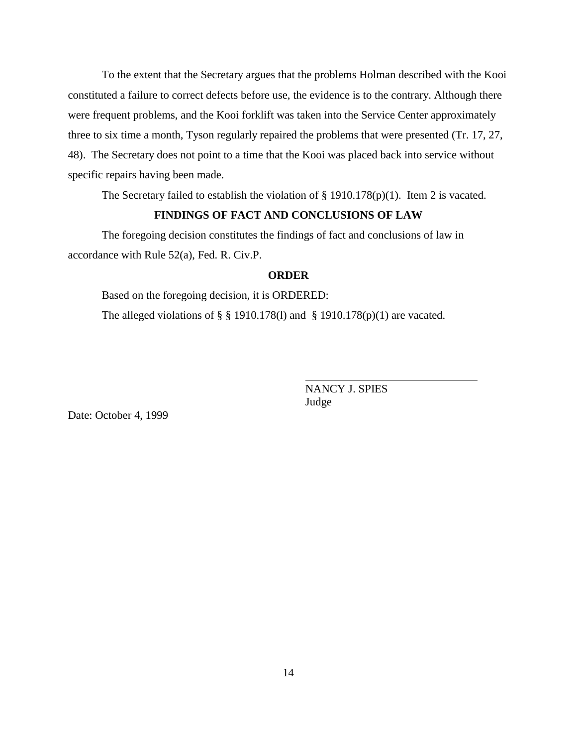To the extent that the Secretary argues that the problems Holman described with the Kooi constituted a failure to correct defects before use, the evidence is to the contrary. Although there were frequent problems, and the Kooi forklift was taken into the Service Center approximately three to six time a month, Tyson regularly repaired the problems that were presented (Tr. 17, 27, 48). The Secretary does not point to a time that the Kooi was placed back into service without specific repairs having been made.

The Secretary failed to establish the violation of § 1910.178(p)(1). Item 2 is vacated.

## FINDINGS OF FACT AND CONCLUSIONS OF LAW

The foregoing decision constitutes the findings of fact and conclusions of law in accordance with Rule 52(a), Fed. R. Civ.P.

## ORDER

Based on the foregoing decision, it is ORDERED:

The alleged violations of § § 1910.178(l) and § 1910.178(p)(1) are vacated.

NANCY J. SPIES
Judge

Date: October 4, 1999